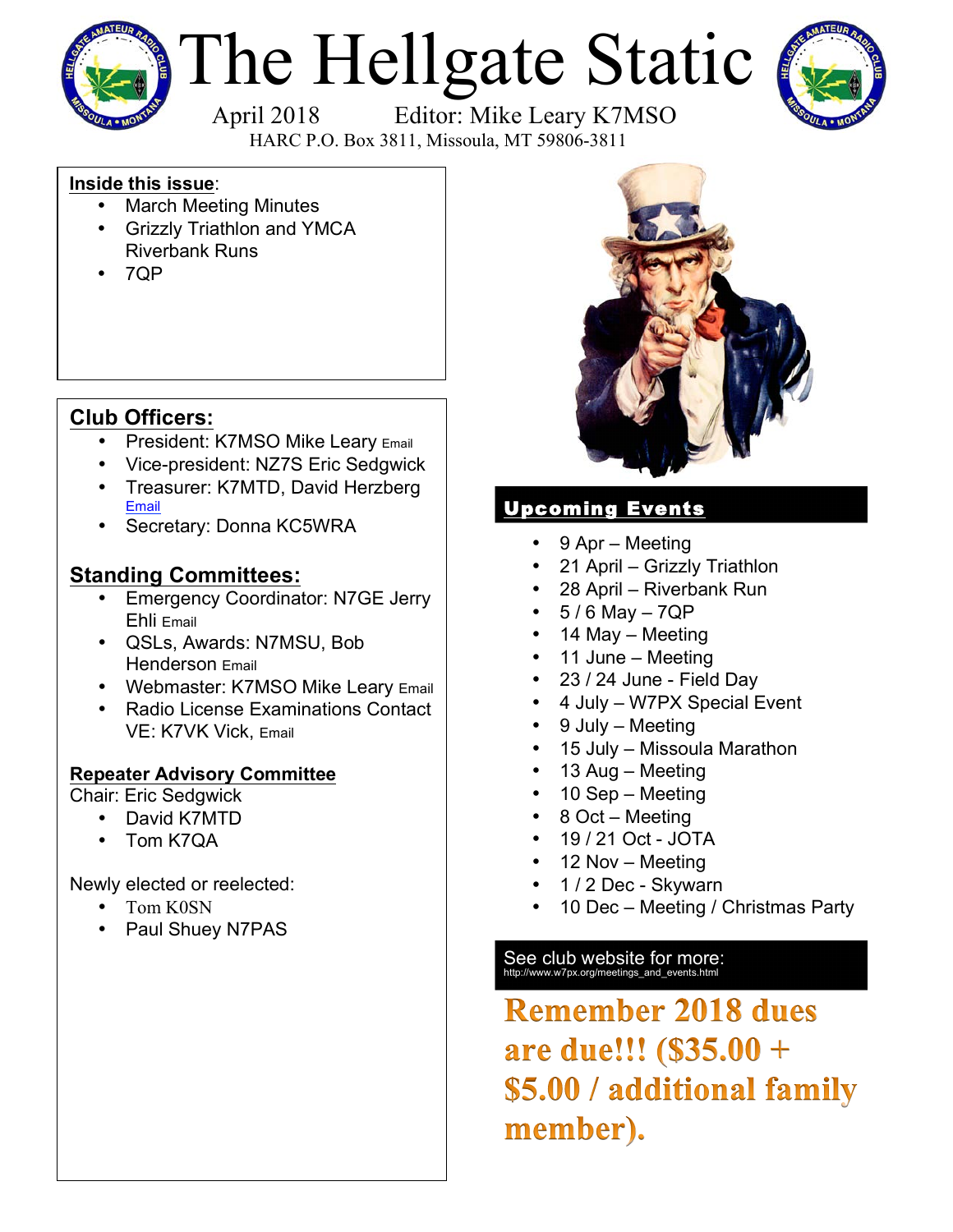# The Hellgate Static

April 2018 Editor: Mike Leary K7MSO

HARC P.O. Box 3811, Missoula, MT 59806-3811

**Inside this issue**:

- March Meeting Minutes
- Grizzly Triathlon and YMCA Riverbank Runs
- 7QP

## Club Officers:

- President: K7MSO Mike Leary Email
- Vice-president: NZ7S Eric Sedgwick
- Treasurer: K7MTD, David Herzberg Email
- Secretary: Donna KC5WRA

## Standing Committees:

- Emergency Coordinator: N7GE Jerry Ehli Email
- QSLs, Awards: N7MSU, Bob Henderson Email
- Webmaster: K7MSO Mike Leary Email
- Radio License Examinations Contact VE: K7VK Vick, Email

### Repeater Advisory Committee

Chair: Eric Sedgwick

- David K7MTD
- Tom K7QA

Newly elected or reelected:

- Tom K0SN
- Paul Shuey N7PAS

## Upcoming Events

- 9 Apr – Meeting
- 21 April – Grizzly Triathlon
- 28 April – Riverbank Run
- 5 / 6 May – 7QP
- 14 May – Meeting
- 11 June – Meeting
- 23 / 24 June - Field Day
- 4 July – W7PX Special Event
- 9 July – Meeting
- 15 July – Missoula Marathon
- 13 Aug – Meeting
- 10 Sep – Meeting
- 8 Oct – Meeting
- 19 / 21 Oct - JOTA
- 12 Nov – Meeting
- 1 / 2 Dec - Skywarn
- 10 Dec – Meeting / Christmas Party

See club website for more:
http://www.w7px.org/meetings_and_events.html

**Remember 2018 dues are due!!! ($35.00 + $5.00 / additional family member).**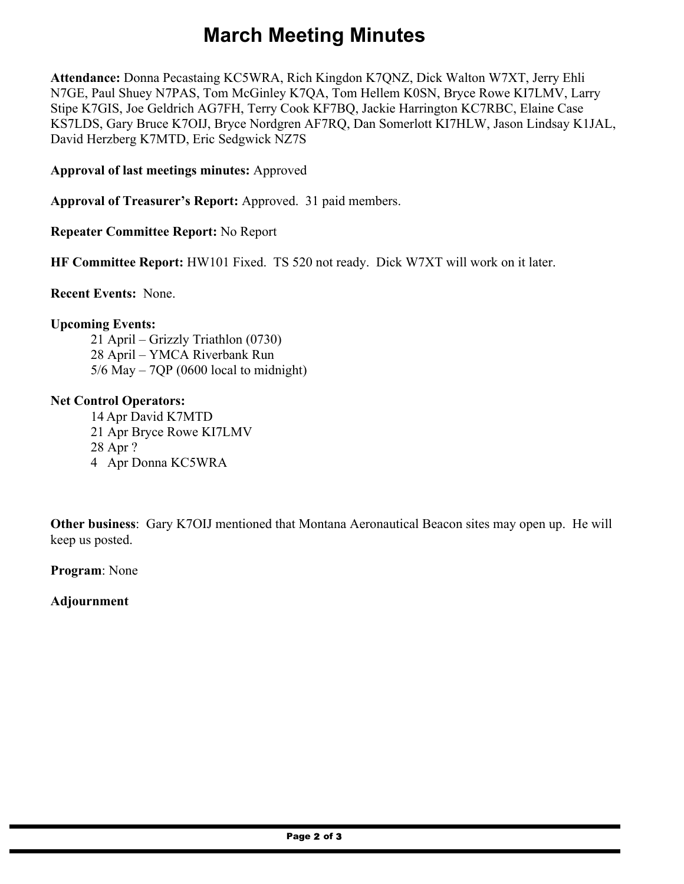# March Meeting Minutes

**Attendance:** Donna Pecastaing KC5WRA, Rich Kingdon K7QNZ, Dick Walton W7XT, Jerry Ehli N7GE, Paul Shuey N7PAS, Tom McGinley K7QA, Tom Hellem K0SN, Bryce Rowe KI7LMV, Larry Stipe K7GIS, Joe Geldrich AG7FH, Terry Cook KF7BQ, Jackie Harrington KC7RBC, Elaine Case KS7LDS, Gary Bruce K7OIJ, Bryce Nordgren AF7RQ, Dan Somerlott KI7HLW, Jason Lindsay K1JAL, David Herzberg K7MTD, Eric Sedgwick NZ7S

**Approval of last meetings minutes:** Approved

**Approval of Treasurer's Report:** Approved. 31 paid members.

**Repeater Committee Report:** No Report

**HF Committee Report:** HW101 Fixed. TS 520 not ready. Dick W7XT will work on it later.

**Recent Events:** None.

**Upcoming Events:**

- 21 April – Grizzly Triathlon (0730)
- 28 April – YMCA Riverbank Run
- 5/6 May – 7QP (0600 local to midnight)

**Net Control Operators:**

- 14 Apr David K7MTD
- 21 Apr Bryce Rowe KI7LMV
- 28 Apr ?
- 4 Apr Donna KC5WRA

**Other business**: Gary K7OIJ mentioned that Montana Aeronautical Beacon sites may open up. He will keep us posted.

**Program**: None

**Adjournment**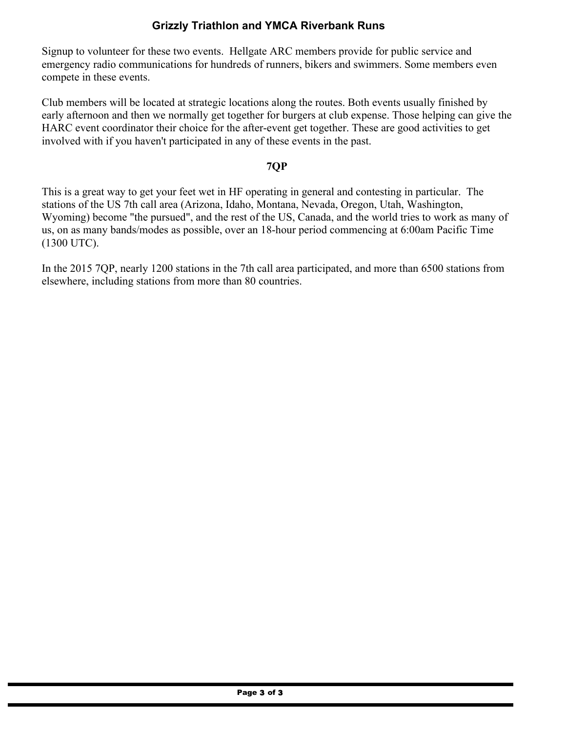## Grizzly Triathlon and YMCA Riverbank Runs

Signup to volunteer for these two events. Hellgate ARC members provide for public service and emergency radio communications for hundreds of runners, bikers and swimmers. Some members even compete in these events.

Club members will be located at strategic locations along the routes. Both events usually finished by early afternoon and then we normally get together for burgers at club expense. Those helping can give the HARC event coordinator their choice for the after-event get together. These are good activities to get involved with if you haven't participated in any of these events in the past.

## 7QP

This is a great way to get your feet wet in HF operating in general and contesting in particular. The stations of the US 7th call area (Arizona, Idaho, Montana, Nevada, Oregon, Utah, Washington, Wyoming) become "the pursued", and the rest of the US, Canada, and the world tries to work as many of us, on as many bands/modes as possible, over an 18-hour period commencing at 6:00am Pacific Time (1300 UTC).

In the 2015 7QP, nearly 1200 stations in the 7th call area participated, and more than 6500 stations from elsewhere, including stations from more than 80 countries.